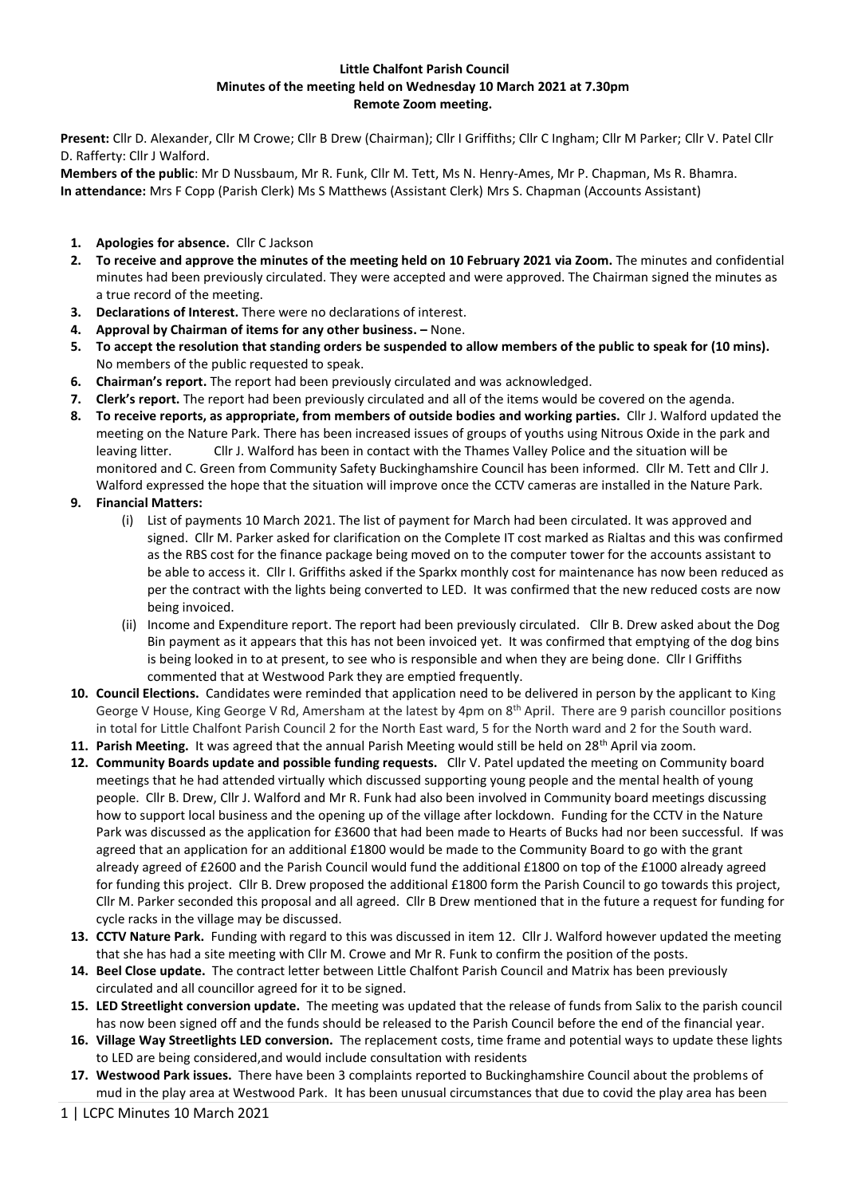**Little Chalfont Parish Council**
**Minutes of the meeting held on Wednesday 10 March 2021 at 7.30pm**
**Remote Zoom meeting.**

**Present:** Cllr D. Alexander, Cllr M Crowe; Cllr B Drew (Chairman); Cllr I Griffiths; Cllr C Ingham; Cllr M Parker; Cllr V. Patel Cllr D. Rafferty: Cllr J Walford.
**Members of the public**: Mr D Nussbaum, Mr R. Funk, Cllr M. Tett, Ms N. Henry-Ames, Mr P. Chapman, Ms R. Bhamra.
**In attendance:** Mrs F Copp (Parish Clerk) Ms S Matthews (Assistant Clerk) Mrs S. Chapman (Accounts Assistant)

1. **Apologies for absence.** Cllr C Jackson
2. **To receive and approve the minutes of the meeting held on 10 February 2021 via Zoom.** The minutes and confidential minutes had been previously circulated. They were accepted and were approved. The Chairman signed the minutes as a true record of the meeting.
3. **Declarations of Interest.** There were no declarations of interest.
4. **Approval by Chairman of items for any other business. –** None.
5. **To accept the resolution that standing orders be suspended to allow members of the public to speak for (10 mins).** No members of the public requested to speak.
6. **Chairman's report.** The report had been previously circulated and was acknowledged.
7. **Clerk's report.** The report had been previously circulated and all of the items would be covered on the agenda.
8. **To receive reports, as appropriate, from members of outside bodies and working parties.** Cllr J. Walford updated the meeting on the Nature Park. There has been increased issues of groups of youths using Nitrous Oxide in the park and leaving litter. Cllr J. Walford has been in contact with the Thames Valley Police and the situation will be monitored and C. Green from Community Safety Buckinghamshire Council has been informed. Cllr M. Tett and Cllr J. Walford expressed the hope that the situation will improve once the CCTV cameras are installed in the Nature Park.
9. **Financial Matters:**
   (i) List of payments 10 March 2021. The list of payment for March had been circulated. It was approved and signed. Cllr M. Parker asked for clarification on the Complete IT cost marked as Rialtas and this was confirmed as the RBS cost for the finance package being moved on to the computer tower for the accounts assistant to be able to access it. Cllr I. Griffiths asked if the Sparkx monthly cost for maintenance has now been reduced as per the contract with the lights being converted to LED. It was confirmed that the new reduced costs are now being invoiced.
   (ii) Income and Expenditure report. The report had been previously circulated. Cllr B. Drew asked about the Dog Bin payment as it appears that this has not been invoiced yet. It was confirmed that emptying of the dog bins is being looked in to at present, to see who is responsible and when they are being done. Cllr I Griffiths commented that at Westwood Park they are emptied frequently.
10. **Council Elections.** Candidates were reminded that application need to be delivered in person by the applicant to King George V House, King George V Rd, Amersham at the latest by 4pm on 8th April. There are 9 parish councillor positions in total for Little Chalfont Parish Council 2 for the North East ward, 5 for the North ward and 2 for the South ward.
11. **Parish Meeting.** It was agreed that the annual Parish Meeting would still be held on 28th April via zoom.
12. **Community Boards update and possible funding requests.** Cllr V. Patel updated the meeting on Community board meetings that he had attended virtually which discussed supporting young people and the mental health of young people. Cllr B. Drew, Cllr J. Walford and Mr R. Funk had also been involved in Community board meetings discussing how to support local business and the opening up of the village after lockdown. Funding for the CCTV in the Nature Park was discussed as the application for £3600 that had been made to Hearts of Bucks had nor been successful. If was agreed that an application for an additional £1800 would be made to the Community Board to go with the grant already agreed of £2600 and the Parish Council would fund the additional £1800 on top of the £1000 already agreed for funding this project. Cllr B. Drew proposed the additional £1800 form the Parish Council to go towards this project, Cllr M. Parker seconded this proposal and all agreed. Cllr B Drew mentioned that in the future a request for funding for cycle racks in the village may be discussed.
13. **CCTV Nature Park.** Funding with regard to this was discussed in item 12. Cllr J. Walford however updated the meeting that she has had a site meeting with Cllr M. Crowe and Mr R. Funk to confirm the position of the posts.
14. **Beel Close update.** The contract letter between Little Chalfont Parish Council and Matrix has been previously circulated and all councillor agreed for it to be signed.
15. **LED Streetlight conversion update.** The meeting was updated that the release of funds from Salix to the parish council has now been signed off and the funds should be released to the Parish Council before the end of the financial year.
16. **Village Way Streetlights LED conversion.** The replacement costs, time frame and potential ways to update these lights to LED are being considered,and would include consultation with residents
17. **Westwood Park issues.** There have been 3 complaints reported to Buckinghamshire Council about the problems of mud in the play area at Westwood Park. It has been unusual circumstances that due to covid the play area has been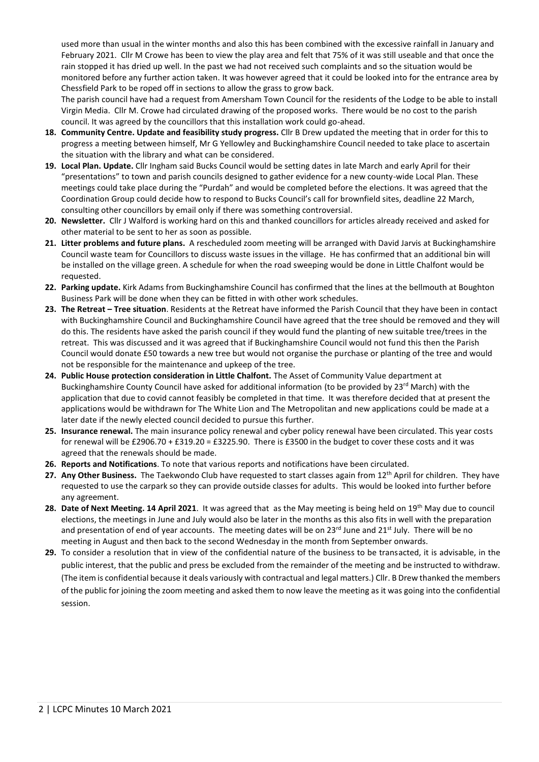used more than usual in the winter months and also this has been combined with the excessive rainfall in January and February 2021. Cllr M Crowe has been to view the play area and felt that 75% of it was still useable and that once the rain stopped it has dried up well. In the past we had not received such complaints and so the situation would be monitored before any further action taken. It was however agreed that it could be looked into for the entrance area by Chessfield Park to be roped off in sections to allow the grass to grow back.

The parish council have had a request from Amersham Town Council for the residents of the Lodge to be able to install Virgin Media. Cllr M. Crowe had circulated drawing of the proposed works. There would be no cost to the parish council. It was agreed by the councillors that this installation work could go-ahead.

18. **Community Centre. Update and feasibility study progress.** Cllr B Drew updated the meeting that in order for this to progress a meeting between himself, Mr G Yellowley and Buckinghamshire Council needed to take place to ascertain the situation with the library and what can be considered.
19. **Local Plan. Update.** Cllr Ingham said Bucks Council would be setting dates in late March and early April for their "presentations" to town and parish councils designed to gather evidence for a new county-wide Local Plan. These meetings could take place during the "Purdah" and would be completed before the elections. It was agreed that the Coordination Group could decide how to respond to Bucks Council's call for brownfield sites, deadline 22 March, consulting other councillors by email only if there was something controversial.
20. **Newsletter.** Cllr J Walford is working hard on this and thanked councillors for articles already received and asked for other material to be sent to her as soon as possible.
21. **Litter problems and future plans.** A rescheduled zoom meeting will be arranged with David Jarvis at Buckinghamshire Council waste team for Councillors to discuss waste issues in the village. He has confirmed that an additional bin will be installed on the village green. A schedule for when the road sweeping would be done in Little Chalfont would be requested.
22. **Parking update.** Kirk Adams from Buckinghamshire Council has confirmed that the lines at the bellmouth at Boughton Business Park will be done when they can be fitted in with other work schedules.
23. **The Retreat – Tree situation**. Residents at the Retreat have informed the Parish Council that they have been in contact with Buckinghamshire Council and Buckinghamshire Council have agreed that the tree should be removed and they will do this. The residents have asked the parish council if they would fund the planting of new suitable tree/trees in the retreat. This was discussed and it was agreed that if Buckinghamshire Council would not fund this then the Parish Council would donate £50 towards a new tree but would not organise the purchase or planting of the tree and would not be responsible for the maintenance and upkeep of the tree.
24. **Public House protection consideration in Little Chalfont.** The Asset of Community Value department at Buckinghamshire County Council have asked for additional information (to be provided by 23rd March) with the application that due to covid cannot feasibly be completed in that time. It was therefore decided that at present the applications would be withdrawn for The White Lion and The Metropolitan and new applications could be made at a later date if the newly elected council decided to pursue this further.
25. **Insurance renewal.** The main insurance policy renewal and cyber policy renewal have been circulated. This year costs for renewal will be £2906.70 + £319.20 = £3225.90. There is £3500 in the budget to cover these costs and it was agreed that the renewals should be made.
26. **Reports and Notifications**. To note that various reports and notifications have been circulated.
27. **Any Other Business.** The Taekwondo Club have requested to start classes again from 12th April for children. They have requested to use the carpark so they can provide outside classes for adults. This would be looked into further before any agreement.
28. **Date of Next Meeting. 14 April 2021**. It was agreed that as the May meeting is being held on 19th May due to council elections, the meetings in June and July would also be later in the months as this also fits in well with the preparation and presentation of end of year accounts. The meeting dates will be on 23rd June and 21st July. There will be no meeting in August and then back to the second Wednesday in the month from September onwards.
29. To consider a resolution that in view of the confidential nature of the business to be transacted, it is advisable, in the public interest, that the public and press be excluded from the remainder of the meeting and be instructed to withdraw. (The item is confidential because it deals variously with contractual and legal matters.) Cllr. B Drew thanked the members of the public for joining the zoom meeting and asked them to now leave the meeting as it was going into the confidential session.